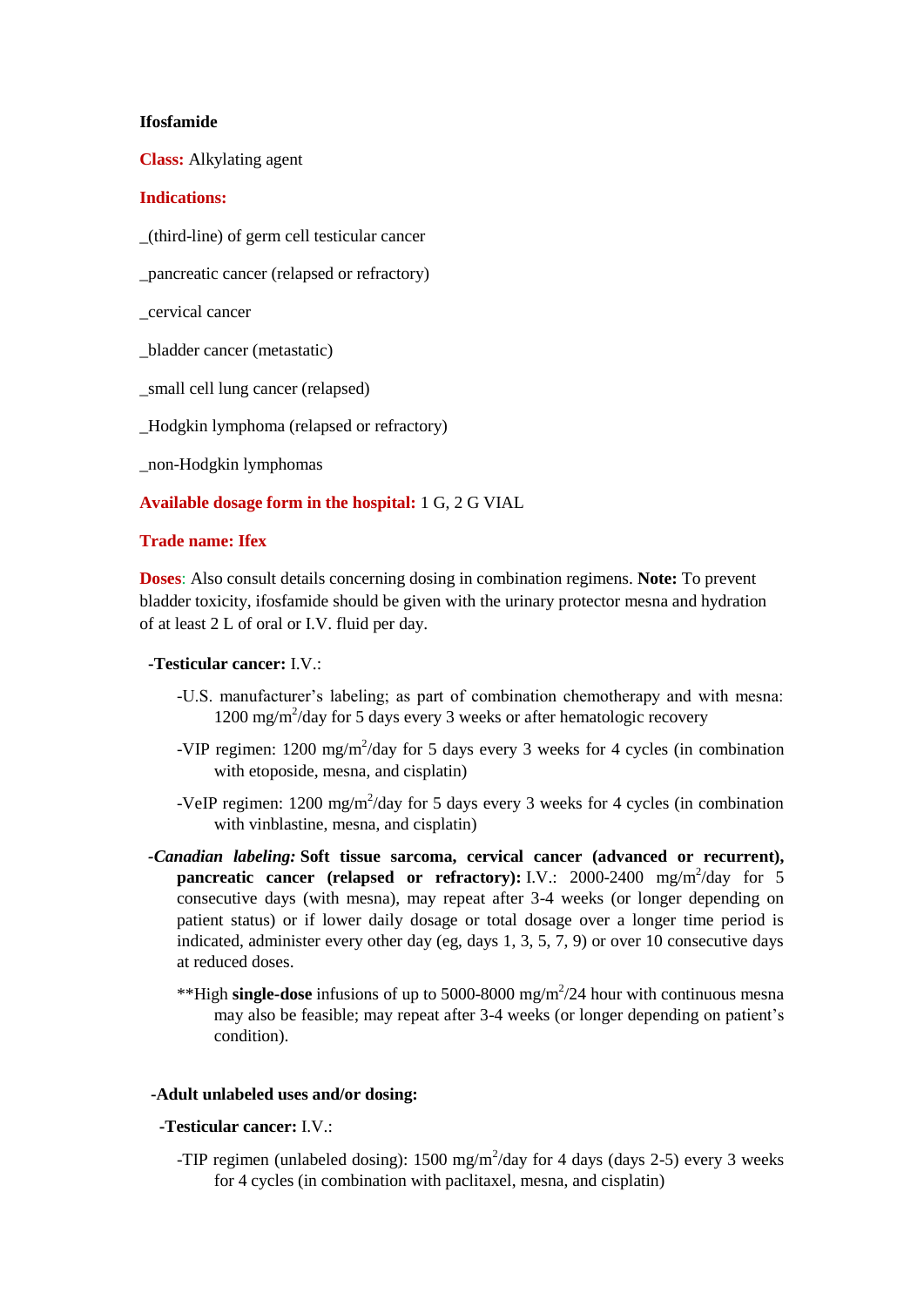**Ifosfamide**

**Class:** Alkylating agent

**Indications:**

_(third-line) of germ cell testicular cancer

_pancreatic cancer (relapsed or refractory)

_cervical cancer

_bladder cancer (metastatic)

_small cell lung cancer (relapsed)

_Hodgkin lymphoma (relapsed or refractory)

_non-Hodgkin lymphomas

**Available dosage form in the hospital:** 1 G, 2 G VIAL

**Trade name: Ifex**

**Doses**: Also consult details concerning dosing in combination regimens. **Note:** To prevent bladder toxicity, ifosfamide should be given with the urinary protector mesna and hydration of at least 2 L of oral or I.V. fluid per day.

**-Testicular cancer:** I.V.:

-U.S. manufacturer's labeling; as part of combination chemotherapy and with mesna: 1200 mg/$m^2$/day for 5 days every 3 weeks or after hematologic recovery

-VIP regimen: 1200 mg/$m^2$/day for 5 days every 3 weeks for 4 cycles (in combination with etoposide, mesna, and cisplatin)

-VeIP regimen: 1200 mg/$m^2$/day for 5 days every 3 weeks for 4 cycles (in combination with vinblastine, mesna, and cisplatin)

**-*Canadian labeling:* Soft tissue sarcoma, cervical cancer (advanced or recurrent), pancreatic cancer (relapsed or refractory):** I.V.: 2000-2400 mg/$m^2$/day for 5 consecutive days (with mesna), may repeat after 3-4 weeks (or longer depending on patient status) or if lower daily dosage or total dosage over a longer time period is indicated, administer every other day (eg, days 1, 3, 5, 7, 9) or over 10 consecutive days at reduced doses.

**High **single-dose** infusions of up to 5000-8000 mg/$m^2$/24 hour with continuous mesna may also be feasible; may repeat after 3-4 weeks (or longer depending on patient's condition).

**-Adult unlabeled uses and/or dosing:**

**-Testicular cancer:** I.V.:

-TIP regimen (unlabeled dosing): 1500 mg/$m^2$/day for 4 days (days 2-5) every 3 weeks for 4 cycles (in combination with paclitaxel, mesna, and cisplatin)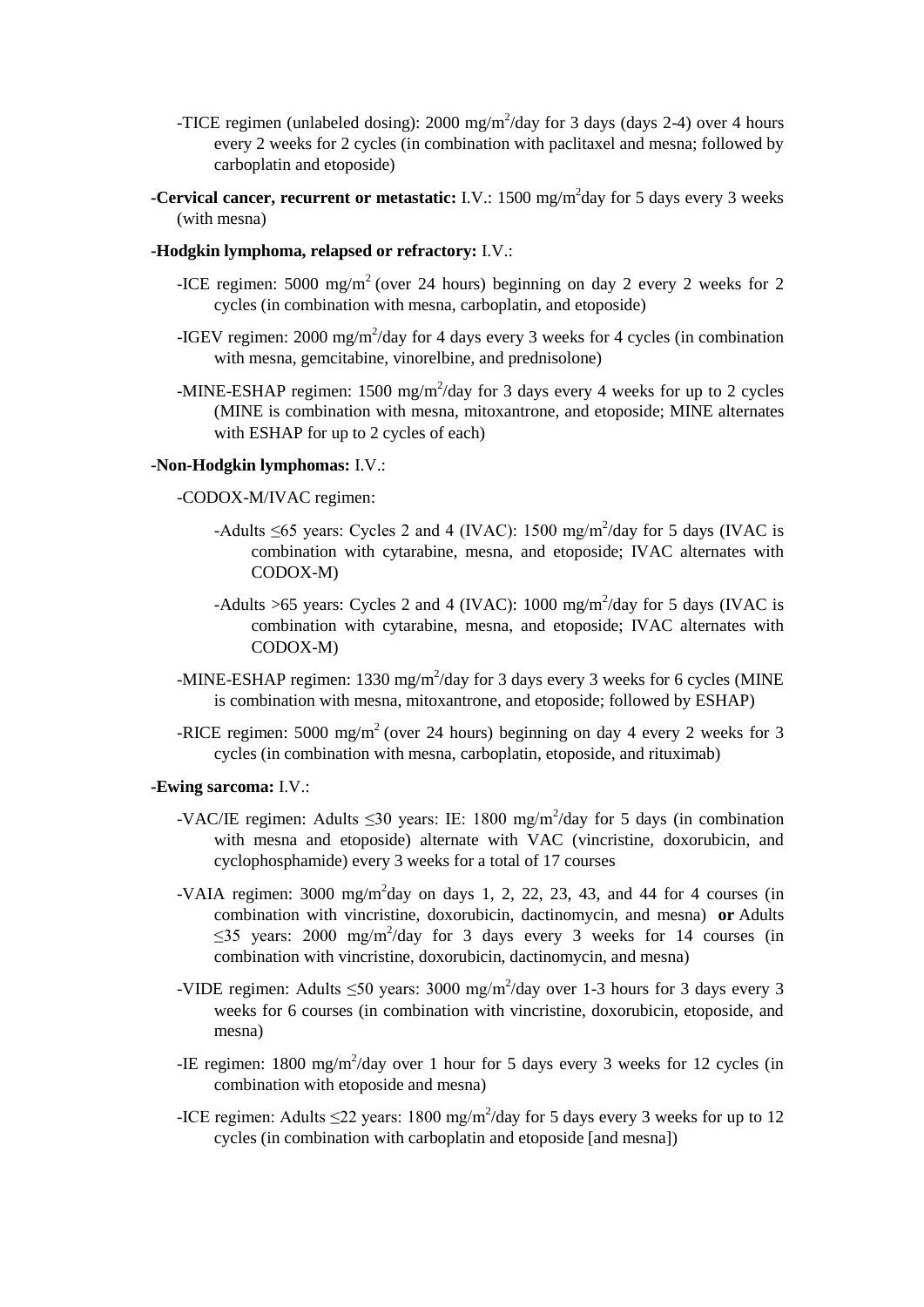- -TICE regimen (unlabeled dosing): 2000 mg/m$^2$/day for 3 days (days 2-4) over 4 hours every 2 weeks for 2 cycles (in combination with paclitaxel and mesna; followed by carboplatin and etoposide)

**-Cervical cancer, recurrent or metastatic:** I.V.: 1500 mg/m$^2$day for 5 days every 3 weeks (with mesna)

**-Hodgkin lymphoma, relapsed or refractory:** I.V.:

- -ICE regimen: 5000 mg/m$^2$ (over 24 hours) beginning on day 2 every 2 weeks for 2 cycles (in combination with mesna, carboplatin, and etoposide)
- -IGEV regimen: 2000 mg/m$^2$/day for 4 days every 3 weeks for 4 cycles (in combination with mesna, gemcitabine, vinorelbine, and prednisolone)
- -MINE-ESHAP regimen: 1500 mg/m$^2$/day for 3 days every 4 weeks for up to 2 cycles (MINE is combination with mesna, mitoxantrone, and etoposide; MINE alternates with ESHAP for up to 2 cycles of each)

**-Non-Hodgkin lymphomas:** I.V.:

- -CODOX-M/IVAC regimen:
  - -Adults ≤65 years: Cycles 2 and 4 (IVAC): 1500 mg/m$^2$/day for 5 days (IVAC is combination with cytarabine, mesna, and etoposide; IVAC alternates with CODOX-M)
  - -Adults >65 years: Cycles 2 and 4 (IVAC): 1000 mg/m$^2$/day for 5 days (IVAC is combination with cytarabine, mesna, and etoposide; IVAC alternates with CODOX-M)
- -MINE-ESHAP regimen: 1330 mg/m$^2$/day for 3 days every 3 weeks for 6 cycles (MINE is combination with mesna, mitoxantrone, and etoposide; followed by ESHAP)
- -RICE regimen: 5000 mg/m$^2$ (over 24 hours) beginning on day 4 every 2 weeks for 3 cycles (in combination with mesna, carboplatin, etoposide, and rituximab)

**-Ewing sarcoma:** I.V.:

- -VAC/IE regimen: Adults ≤30 years: IE: 1800 mg/m$^2$/day for 5 days (in combination with mesna and etoposide) alternate with VAC (vincristine, doxorubicin, and cyclophosphamide) every 3 weeks for a total of 17 courses
- -VAIA regimen: 3000 mg/m$^2$day on days 1, 2, 22, 23, 43, and 44 for 4 courses (in combination with vincristine, doxorubicin, dactinomycin, and mesna) **or** Adults ≤35 years: 2000 mg/m$^2$/day for 3 days every 3 weeks for 14 courses (in combination with vincristine, doxorubicin, dactinomycin, and mesna)
- -VIDE regimen: Adults ≤50 years: 3000 mg/m$^2$/day over 1-3 hours for 3 days every 3 weeks for 6 courses (in combination with vincristine, doxorubicin, etoposide, and mesna)
- -IE regimen: 1800 mg/m$^2$/day over 1 hour for 5 days every 3 weeks for 12 cycles (in combination with etoposide and mesna)
- -ICE regimen: Adults ≤22 years: 1800 mg/m$^2$/day for 5 days every 3 weeks for up to 12 cycles (in combination with carboplatin and etoposide [and mesna])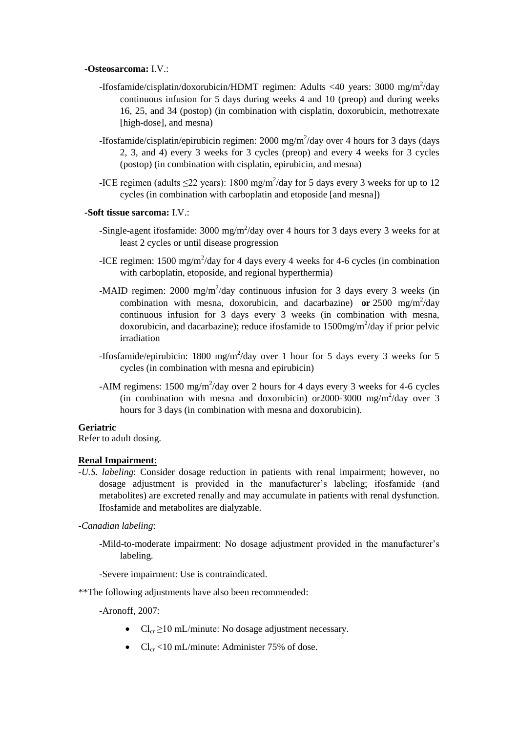**-Osteosarcoma:** I.V.:

-Ifosfamide/cisplatin/doxorubicin/HDMT regimen: Adults <40 years: 3000 mg/m$^2$/day continuous infusion for 5 days during weeks 4 and 10 (preop) and during weeks 16, 25, and 34 (postop) (in combination with cisplatin, doxorubicin, methotrexate [high-dose], and mesna)

-Ifosfamide/cisplatin/epirubicin regimen: 2000 mg/m$^2$/day over 4 hours for 3 days (days 2, 3, and 4) every 3 weeks for 3 cycles (preop) and every 4 weeks for 3 cycles (postop) (in combination with cisplatin, epirubicin, and mesna)

-ICE regimen (adults ≤22 years): 1800 mg/m$^2$/day for 5 days every 3 weeks for up to 12 cycles (in combination with carboplatin and etoposide [and mesna])

**-Soft tissue sarcoma:** I.V.:

-Single-agent ifosfamide: 3000 mg/m$^2$/day over 4 hours for 3 days every 3 weeks for at least 2 cycles or until disease progression

-ICE regimen: 1500 mg/m$^2$/day for 4 days every 4 weeks for 4-6 cycles (in combination with carboplatin, etoposide, and regional hyperthermia)

-MAID regimen: 2000 mg/m$^2$/day continuous infusion for 3 days every 3 weeks (in combination with mesna, doxorubicin, and dacarbazine) **or** 2500 mg/m$^2$/day continuous infusion for 3 days every 3 weeks (in combination with mesna, doxorubicin, and dacarbazine); reduce ifosfamide to 1500mg/m$^2$/day if prior pelvic irradiation

-Ifosfamide/epirubicin: 1800 mg/m$^2$/day over 1 hour for 5 days every 3 weeks for 5 cycles (in combination with mesna and epirubicin)

-AIM regimens: 1500 mg/m$^2$/day over 2 hours for 4 days every 3 weeks for 4-6 cycles (in combination with mesna and doxorubicin) or2000-3000 mg/m$^2$/day over 3 hours for 3 days (in combination with mesna and doxorubicin).

**Geriatric**

Refer to adult dosing.

**Renal Impairment**:

-*U.S. labeling*: Consider dosage reduction in patients with renal impairment; however, no dosage adjustment is provided in the manufacturer's labeling; ifosfamide (and metabolites) are excreted renally and may accumulate in patients with renal dysfunction. Ifosfamide and metabolites are dialyzable.

-*Canadian labeling*:

-Mild-to-moderate impairment: No dosage adjustment provided in the manufacturer's labeling.

-Severe impairment: Use is contraindicated.

**The following adjustments have also been recommended:

-Aronoff, 2007:

- $Cl_{cr}$ ≥10 mL/minute: No dosage adjustment necessary.
- $Cl_{cr}$ <10 mL/minute: Administer 75% of dose.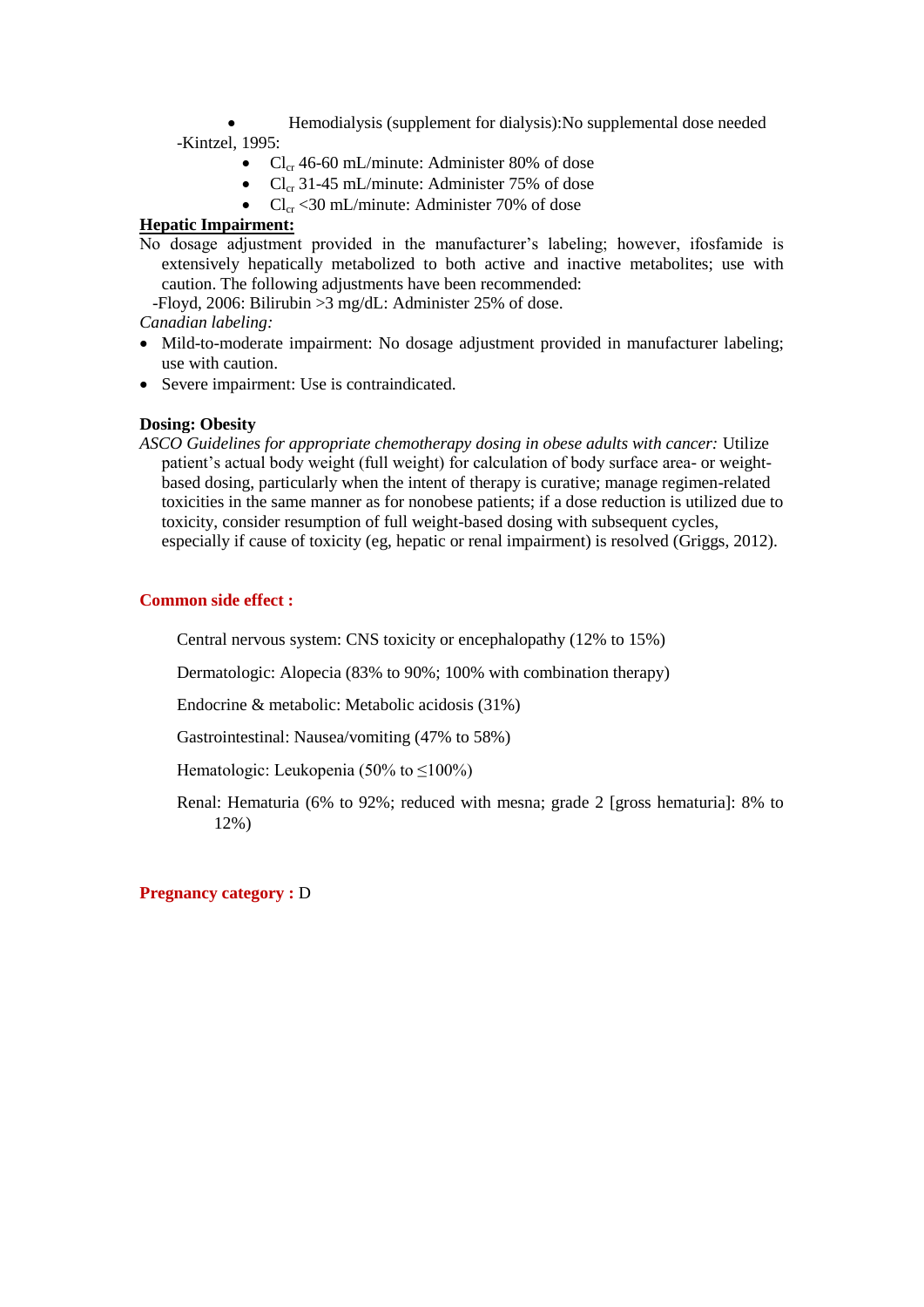- Hemodialysis (supplement for dialysis):No supplemental dose needed

-Kintzel, 1995:

- $Cl_{cr}$ 46-60 mL/minute: Administer 80% of dose
- $Cl_{cr}$ 31-45 mL/minute: Administer 75% of dose
- $Cl_{cr}$ <30 mL/minute: Administer 70% of dose

**Hepatic Impairment:**

No dosage adjustment provided in the manufacturer's labeling; however, ifosfamide is extensively hepatically metabolized to both active and inactive metabolites; use with caution. The following adjustments have been recommended:

-Floyd, 2006: Bilirubin >3 mg/dL: Administer 25% of dose.

*Canadian labeling:*

- Mild-to-moderate impairment: No dosage adjustment provided in manufacturer labeling; use with caution.
- Severe impairment: Use is contraindicated.

**Dosing: Obesity**

*ASCO Guidelines for appropriate chemotherapy dosing in obese adults with cancer:* Utilize patient's actual body weight (full weight) for calculation of body surface area- or weight-based dosing, particularly when the intent of therapy is curative; manage regimen-related toxicities in the same manner as for nonobese patients; if a dose reduction is utilized due to toxicity, consider resumption of full weight-based dosing with subsequent cycles, especially if cause of toxicity (eg, hepatic or renal impairment) is resolved (Griggs, 2012).

**Common side effect :**

Central nervous system: CNS toxicity or encephalopathy (12% to 15%)

Dermatologic: Alopecia (83% to 90%; 100% with combination therapy)

Endocrine & metabolic: Metabolic acidosis (31%)

Gastrointestinal: Nausea/vomiting (47% to 58%)

Hematologic: Leukopenia (50% to ≤100%)

Renal: Hematuria (6% to 92%; reduced with mesna; grade 2 [gross hematuria]: 8% to 12%)

**Pregnancy category :** D